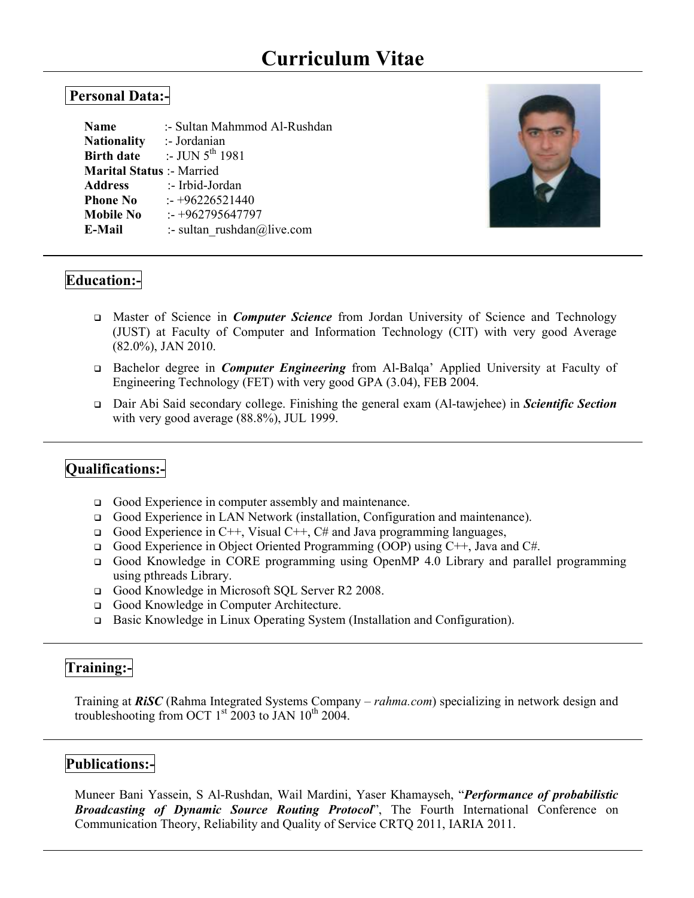# Curriculum Vitae

## Personal Data:-

**Name** :- Sultan Mahmmod Al-Rushdan
**Nationality** :- Jordanian
**Birth date** :- JUN 5th 1981
**Marital Status** :- Married
**Address** :- Irbid-Jordan
**Phone No** :- +96226521440
**Mobile No** :- +962795647797
**E-Mail** :- sultan_rushdan@live.com

## Education:-

- Master of Science in ***Computer Science*** from Jordan University of Science and Technology (JUST) at Faculty of Computer and Information Technology (CIT) with very good Average (82.0%), JAN 2010.
- Bachelor degree in ***Computer Engineering*** from Al-Balqa' Applied University at Faculty of Engineering Technology (FET) with very good GPA (3.04), FEB 2004.
- Dair Abi Said secondary college. Finishing the general exam (Al-tawjehee) in ***Scientific Section*** with very good average (88.8%), JUL 1999.

## Qualifications:-

- Good Experience in computer assembly and maintenance.
- Good Experience in LAN Network (installation, Configuration and maintenance).
- Good Experience in C++, Visual C++, C# and Java programming languages,
- Good Experience in Object Oriented Programming (OOP) using C++, Java and C#.
- Good Knowledge in CORE programming using OpenMP 4.0 Library and parallel programming using pthreads Library.
- Good Knowledge in Microsoft SQL Server R2 2008.
- Good Knowledge in Computer Architecture.
- Basic Knowledge in Linux Operating System (Installation and Configuration).

## Training:-

Training at ***RiSC*** (Rahma Integrated Systems Company – *rahma.com*) specializing in network design and troubleshooting from OCT 1st 2003 to JAN 10th 2004.

## Publications:-

Muneer Bani Yassein, S Al-Rushdan, Wail Mardini, Yaser Khamayseh, "***Performance of probabilistic Broadcasting of Dynamic Source Routing Protocol***", The Fourth International Conference on Communication Theory, Reliability and Quality of Service CRTQ 2011, IARIA 2011.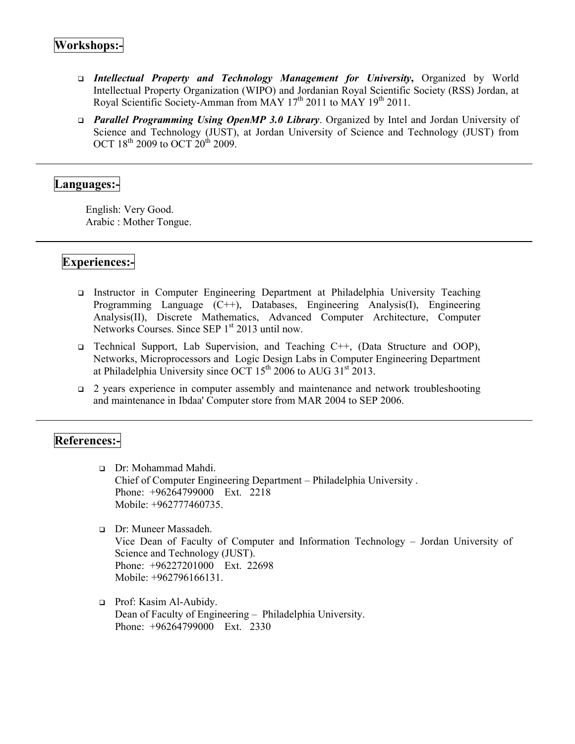## Workshops:-

- ***Intellectual Property and Technology Management for University***, Organized by World Intellectual Property Organization (WIPO) and Jordanian Royal Scientific Society (RSS) Jordan, at Royal Scientific Society-Amman from MAY 17th 2011 to MAY 19th 2011.
- ***Parallel Programming Using OpenMP 3.0 Library***. Organized by Intel and Jordan University of Science and Technology (JUST), at Jordan University of Science and Technology (JUST) from OCT 18th 2009 to OCT 20th 2009.

---

## Languages:-

English: Very Good.
Arabic : Mother Tongue.

---

## Experiences:-

- Instructor in Computer Engineering Department at Philadelphia University Teaching Programming Language (C++), Databases, Engineering Analysis(I), Engineering Analysis(II), Discrete Mathematics, Advanced Computer Architecture, Computer Networks Courses. Since SEP 1st 2013 until now.
- Technical Support, Lab Supervision, and Teaching C++, (Data Structure and OOP), Networks, Microprocessors and Logic Design Labs in Computer Engineering Department at Philadelphia University since OCT 15th 2006 to AUG 31st 2013.
- 2 years experience in computer assembly and maintenance and network troubleshooting and maintenance in Ibdaa' Computer store from MAR 2004 to SEP 2006.

---

## References:-

- Dr: Mohammad Mahdi.
  Chief of Computer Engineering Department – Philadelphia University .
  Phone: +96264799000 Ext. 2218
  Mobile: +962777460735.

- Dr: Muneer Massadeh.
  Vice Dean of Faculty of Computer and Information Technology – Jordan University of Science and Technology (JUST).
  Phone: +96227201000 Ext. 22698
  Mobile: +962796166131.

- Prof: Kasim Al-Aubidy.
  Dean of Faculty of Engineering – Philadelphia University.
  Phone: +96264799000 Ext. 2330